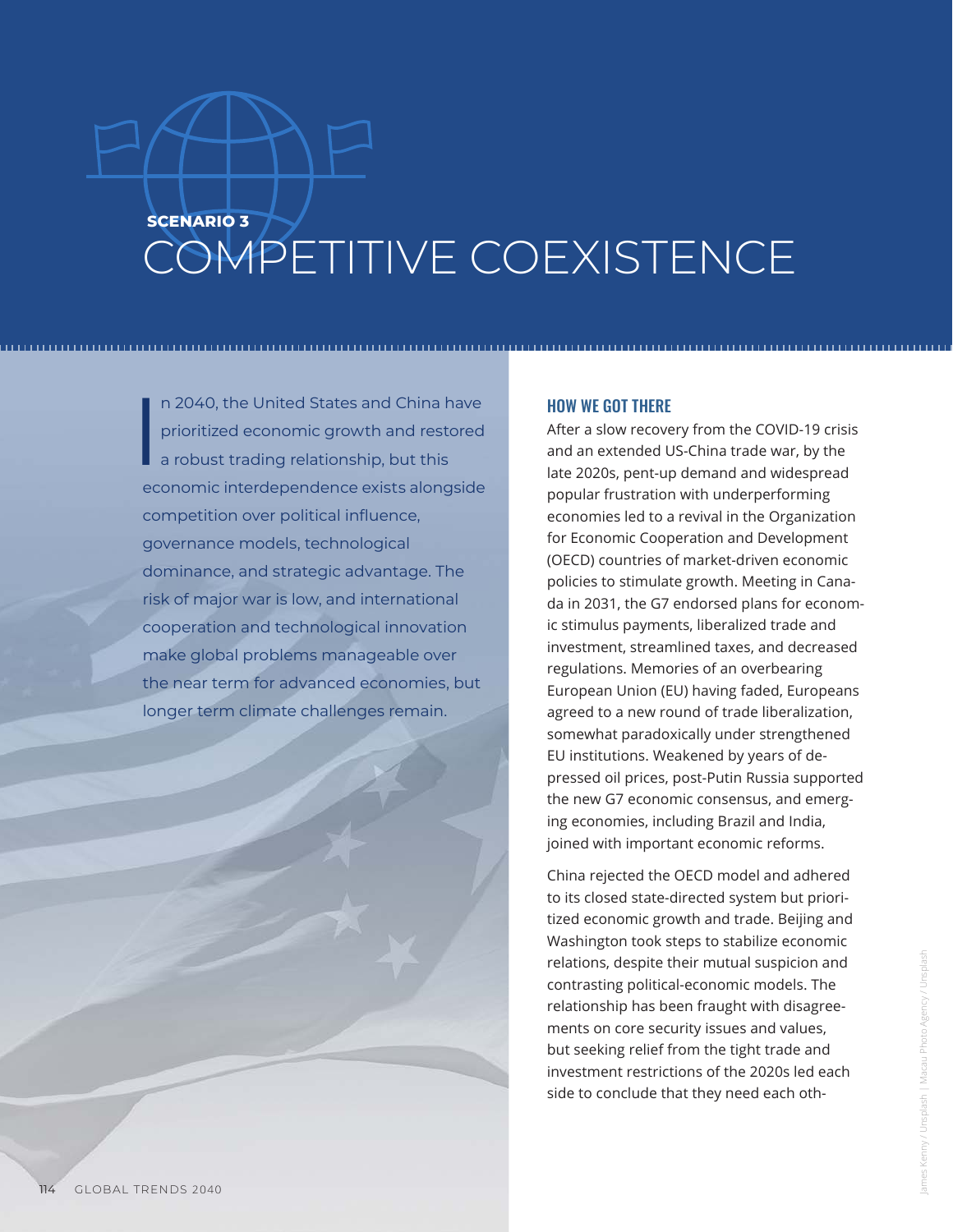SCENARIO 3

# COMPETITIVE COEXISTENCE

In 2040, the United States and China have prioritized economic growth and restored a robust trading relationship, but this economic interdependence exists alongside competition over political influence, governance models, technological dominance, and strategic advantage. The risk of major war is low, and international cooperation and technological innovation make global problems manageable over the near term for advanced economies, but longer term climate challenges remain.

## HOW WE GOT THERE

After a slow recovery from the COVID-19 crisis and an extended US-China trade war, by the late 2020s, pent-up demand and widespread popular frustration with underperforming economies led to a revival in the Organization for Economic Cooperation and Development (OECD) countries of market-driven economic policies to stimulate growth. Meeting in Canada in 2031, the G7 endorsed plans for economic stimulus payments, liberalized trade and investment, streamlined taxes, and decreased regulations. Memories of an overbearing European Union (EU) having faded, Europeans agreed to a new round of trade liberalization, somewhat paradoxically under strengthened EU institutions. Weakened by years of depressed oil prices, post-Putin Russia supported the new G7 economic consensus, and emerging economies, including Brazil and India, joined with important economic reforms.

China rejected the OECD model and adhered to its closed state-directed system but prioritized economic growth and trade. Beijing and Washington took steps to stabilize economic relations, despite their mutual suspicion and contrasting political-economic models. The relationship has been fraught with disagreements on core security issues and values, but seeking relief from the tight trade and investment restrictions of the 2020s led each side to conclude that they need each oth-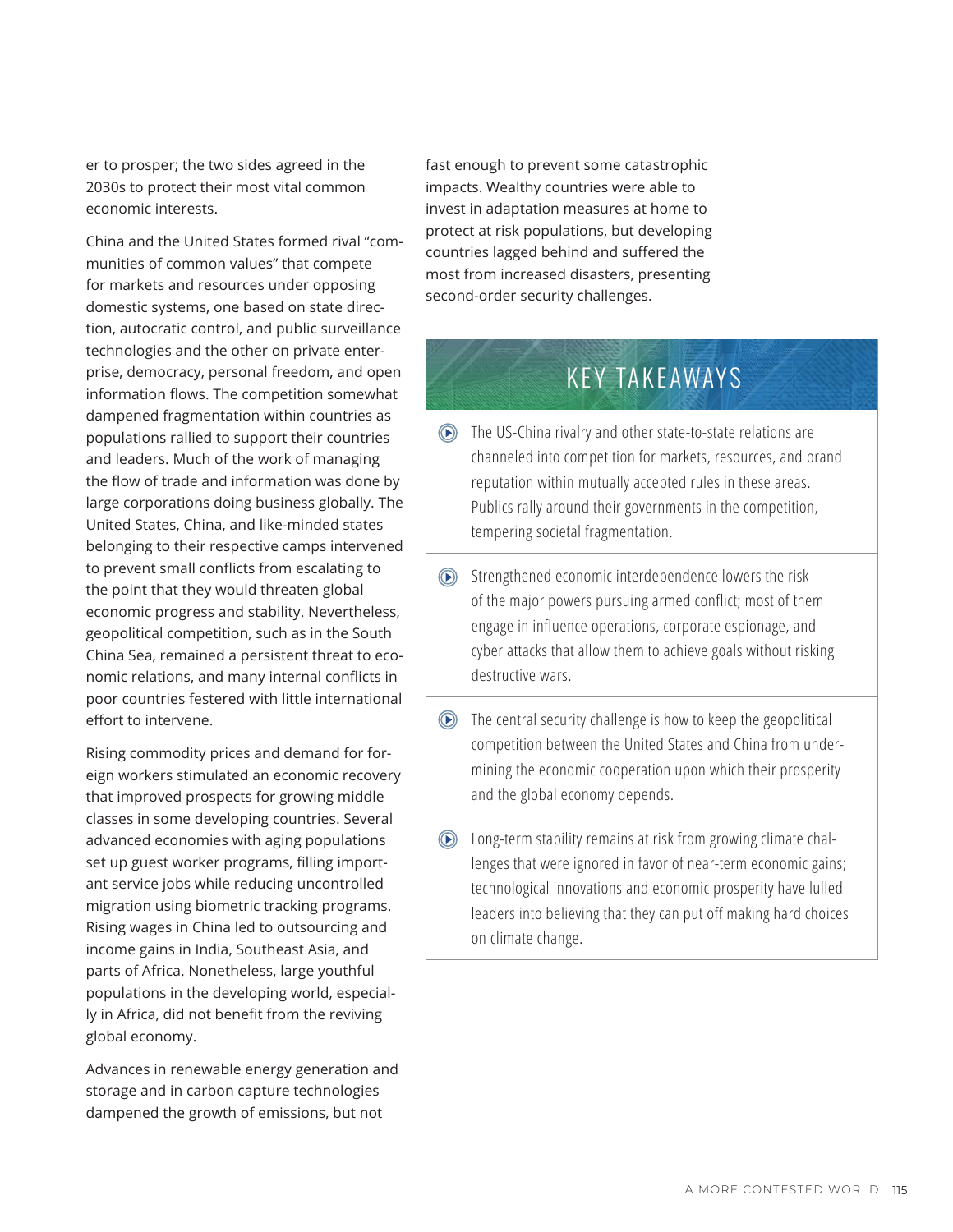er to prosper; the two sides agreed in the 2030s to protect their most vital common economic interests.

China and the United States formed rival "communities of common values" that compete for markets and resources under opposing domestic systems, one based on state direction, autocratic control, and public surveillance technologies and the other on private enterprise, democracy, personal freedom, and open information flows. The competition somewhat dampened fragmentation within countries as populations rallied to support their countries and leaders. Much of the work of managing the flow of trade and information was done by large corporations doing business globally. The United States, China, and like-minded states belonging to their respective camps intervened to prevent small conflicts from escalating to the point that they would threaten global economic progress and stability. Nevertheless, geopolitical competition, such as in the South China Sea, remained a persistent threat to economic relations, and many internal conflicts in poor countries festered with little international effort to intervene.

Rising commodity prices and demand for foreign workers stimulated an economic recovery that improved prospects for growing middle classes in some developing countries. Several advanced economies with aging populations set up guest worker programs, filling important service jobs while reducing uncontrolled migration using biometric tracking programs. Rising wages in China led to outsourcing and income gains in India, Southeast Asia, and parts of Africa. Nonetheless, large youthful populations in the developing world, especially in Africa, did not benefit from the reviving global economy.

Advances in renewable energy generation and storage and in carbon capture technologies dampened the growth of emissions, but not fast enough to prevent some catastrophic impacts. Wealthy countries were able to invest in adaptation measures at home to protect at risk populations, but developing countries lagged behind and suffered the most from increased disasters, presenting second-order security challenges.

## KEY TAKEAWAYS

- The US-China rivalry and other state-to-state relations are channeled into competition for markets, resources, and brand reputation within mutually accepted rules in these areas. Publics rally around their governments in the competition, tempering societal fragmentation.
- Strengthened economic interdependence lowers the risk of the major powers pursuing armed conflict; most of them engage in influence operations, corporate espionage, and cyber attacks that allow them to achieve goals without risking destructive wars.
- The central security challenge is how to keep the geopolitical competition between the United States and China from undermining the economic cooperation upon which their prosperity and the global economy depends.
- Long-term stability remains at risk from growing climate challenges that were ignored in favor of near-term economic gains; technological innovations and economic prosperity have lulled leaders into believing that they can put off making hard choices on climate change.